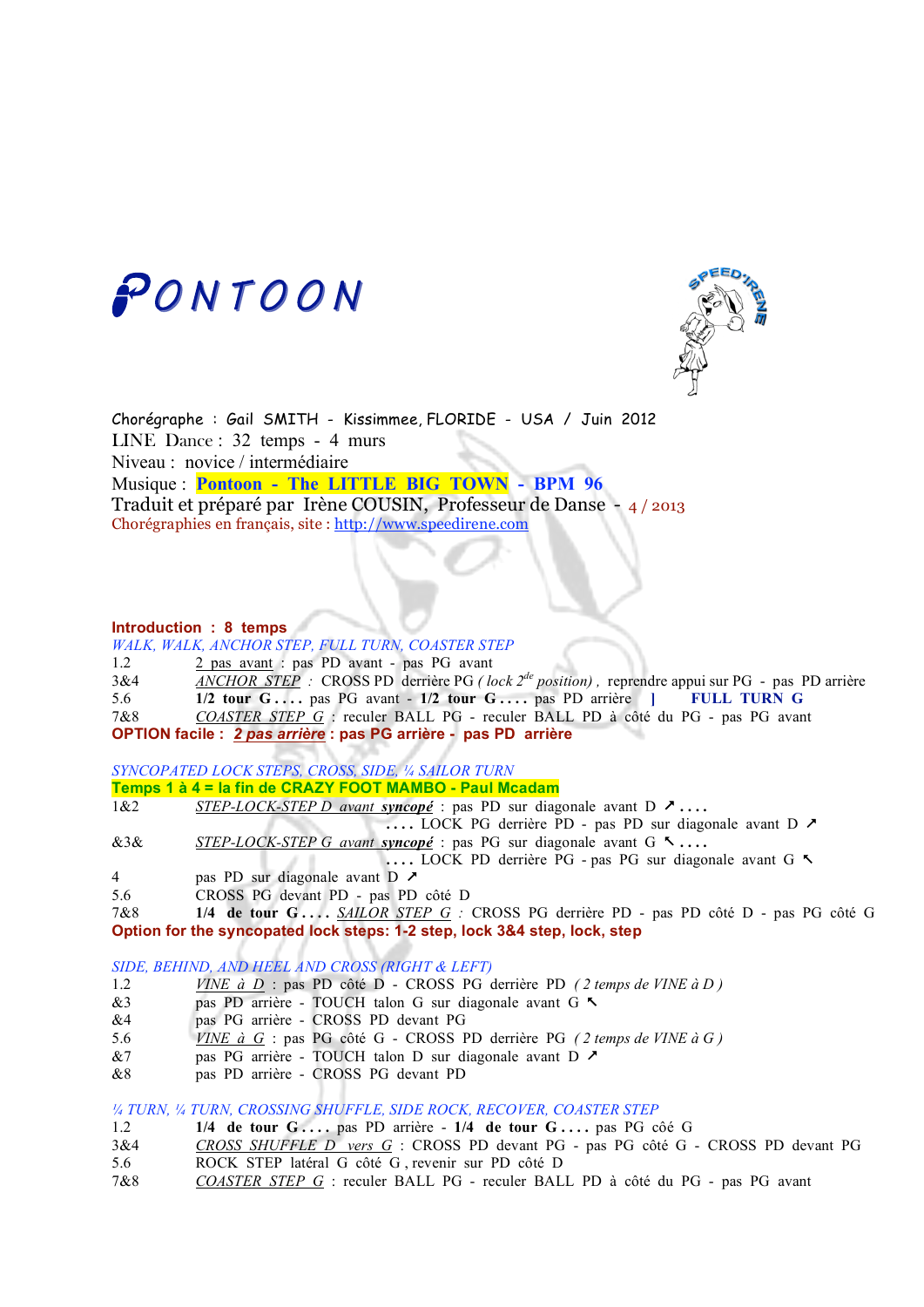# PONTOON

Chorégraphe : Gail SMITH - Kissimmee, FLORIDE - USA / Juin 2012
LINE Dance : 32 temps - 4 murs
Niveau : novice / intermédiaire
Musique : **Pontoon - The LITTLE BIG TOWN - BPM 96**
Traduit et préparé par Irène COUSIN, Professeur de Danse - 4 / 2013
Chorégraphies en français, site : http://www.speedirene.com

**Introduction : 8 temps**

*WALK, WALK, ANCHOR STEP, FULL TURN, COASTER STEP*

| | |
|---|---|
| 1.2 | 2 pas avant : pas PD avant - pas PG avant |
| 3&4 | *ANCHOR STEP* : CROSS PD derrière PG *( lock 2de position)* , reprendre appui sur PG - pas PD arrière |
| 5.6 | **1/2 tour G....** pas PG avant - **1/2 tour G....** pas PD arrière ] **FULL TURN G** |
| 7&8 | *COASTER STEP G* : reculer BALL PG - reculer BALL PD à côté du PG - pas PG avant |

**OPTION facile : *2 pas arrière* : pas PG arrière - pas PD arrière**

*SYNCOPATED LOCK STEPS, CROSS, SIDE, ¼ SAILOR TURN*

**Temps 1 à 4 = la fin de CRAZY FOOT MAMBO - Paul Mcadam**

| | |
|---|---|
| 1&2 | *STEP-LOCK-STEP D avant **syncopé*** : pas PD sur diagonale avant D ↗ .... .... LOCK PG derrière PD - pas PD sur diagonale avant D ↗ |
| &3& | *STEP-LOCK-STEP G avant **syncopé*** : pas PG sur diagonale avant G ↖ .... .... LOCK PD derrière PG - pas PG sur diagonale avant G ↖ |
| 4 | pas PD sur diagonale avant D ↗ |
| 5.6 | CROSS PG devant PD - pas PD côté D |
| 7&8 | **1/4 de tour G....** *SAILOR STEP G* : CROSS PG derrière PD - pas PD côté D - pas PG côté G |

**Option for the syncopated lock steps: 1-2 step, lock 3&4 step, lock, step**

*SIDE, BEHIND, AND HEEL AND CROSS (RIGHT & LEFT)*

| | |
|---|---|
| 1.2 | *VINE à D* : pas PD côté D - CROSS PG derrière PD *( 2 temps de VINE à D )* |
| &3 | pas PD arrière - TOUCH talon G sur diagonale avant G ↖ |
| &4 | pas PG arrière - CROSS PD devant PG |
| 5.6 | *VINE à G* : pas PG côté G - CROSS PD derrière PG *( 2 temps de VINE à G )* |
| &7 | pas PG arrière - TOUCH talon D sur diagonale avant D ↗ |
| &8 | pas PD arrière - CROSS PG devant PD |

*¼ TURN, ¼ TURN, CROSSING SHUFFLE, SIDE ROCK, RECOVER, COASTER STEP*

| | |
|---|---|
| 1.2 | **1/4 de tour G....** pas PD arrière - **1/4 de tour G....** pas PG côé G |
| 3&4 | *CROSS SHUFFLE D vers G* : CROSS PD devant PG - pas PG côté G - CROSS PD devant PG |
| 5.6 | ROCK STEP latéral G côté G , revenir sur PD côté D |
| 7&8 | *COASTER STEP G* : reculer BALL PG - reculer BALL PD à côté du PG - pas PG avant |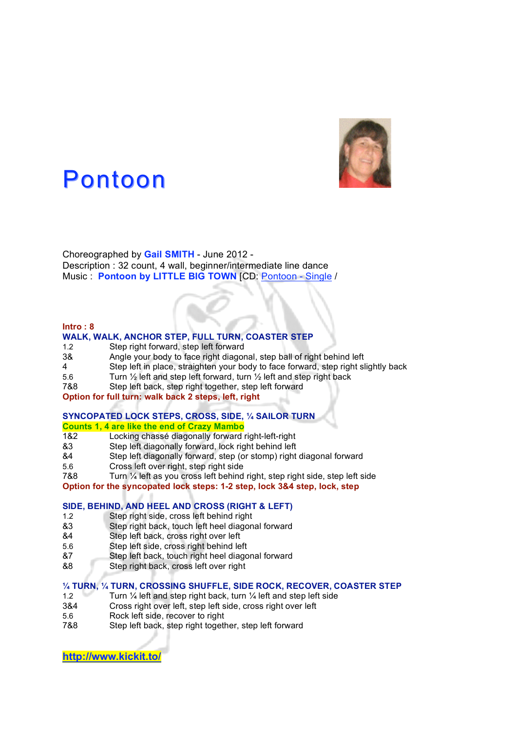# Pontoon

Choreographed by **Gail SMITH** - June 2012 -
Description : 32 count, 4 wall, beginner/intermediate line dance
Music : **Pontoon by LITTLE BIG TOWN** [CD: Pontoon - Single /

**Intro : 8**

**WALK, WALK, ANCHOR STEP, FULL TURN, COASTER STEP**

| | |
|---|---|
| 1.2 | Step right forward, step left forward |
| 3& | Angle your body to face right diagonal, step ball of right behind left |
| 4 | Step left in place, straighten your body to face forward, step right slightly back |
| 5.6 | Turn ½ left and step left forward, turn ½ left and step right back |
| 7&8 | Step left back, step right together, step left forward |

**Option for full turn: walk back 2 steps, left, right**

**SYNCOPATED LOCK STEPS, CROSS, SIDE, ¼ SAILOR TURN**

**Counts 1, 4 are like the end of Crazy Mambo**

| | |
|---|---|
| 1&2 | Locking chassé diagonally forward right-left-right |
| &3 | Step left diagonally forward, lock right behind left |
| &4 | Step left diagonally forward, step (or stomp) right diagonal forward |
| 5.6 | Cross left over right, step right side |
| 7&8 | Turn ¼ left as you cross left behind right, step right side, step left side |

**Option for the syncopated lock steps: 1-2 step, lock 3&4 step, lock, step**

**SIDE, BEHIND, AND HEEL AND CROSS (RIGHT & LEFT)**

| | |
|---|---|
| 1.2 | Step right side, cross left behind right |
| &3 | Step right back, touch left heel diagonal forward |
| &4 | Step left back, cross right over left |
| 5.6 | Step left side, cross right behind left |
| &7 | Step left back, touch right heel diagonal forward |
| &8 | Step right back, cross left over right |

**¼ TURN, ¼ TURN, CROSSING SHUFFLE, SIDE ROCK, RECOVER, COASTER STEP**

| | |
|---|---|
| 1.2 | Turn ¼ left and step right back, turn ¼ left and step left side |
| 3&4 | Cross right over left, step left side, cross right over left |
| 5.6 | Rock left side, recover to right |
| 7&8 | Step left back, step right together, step left forward |

**http://www.kickit.to/**